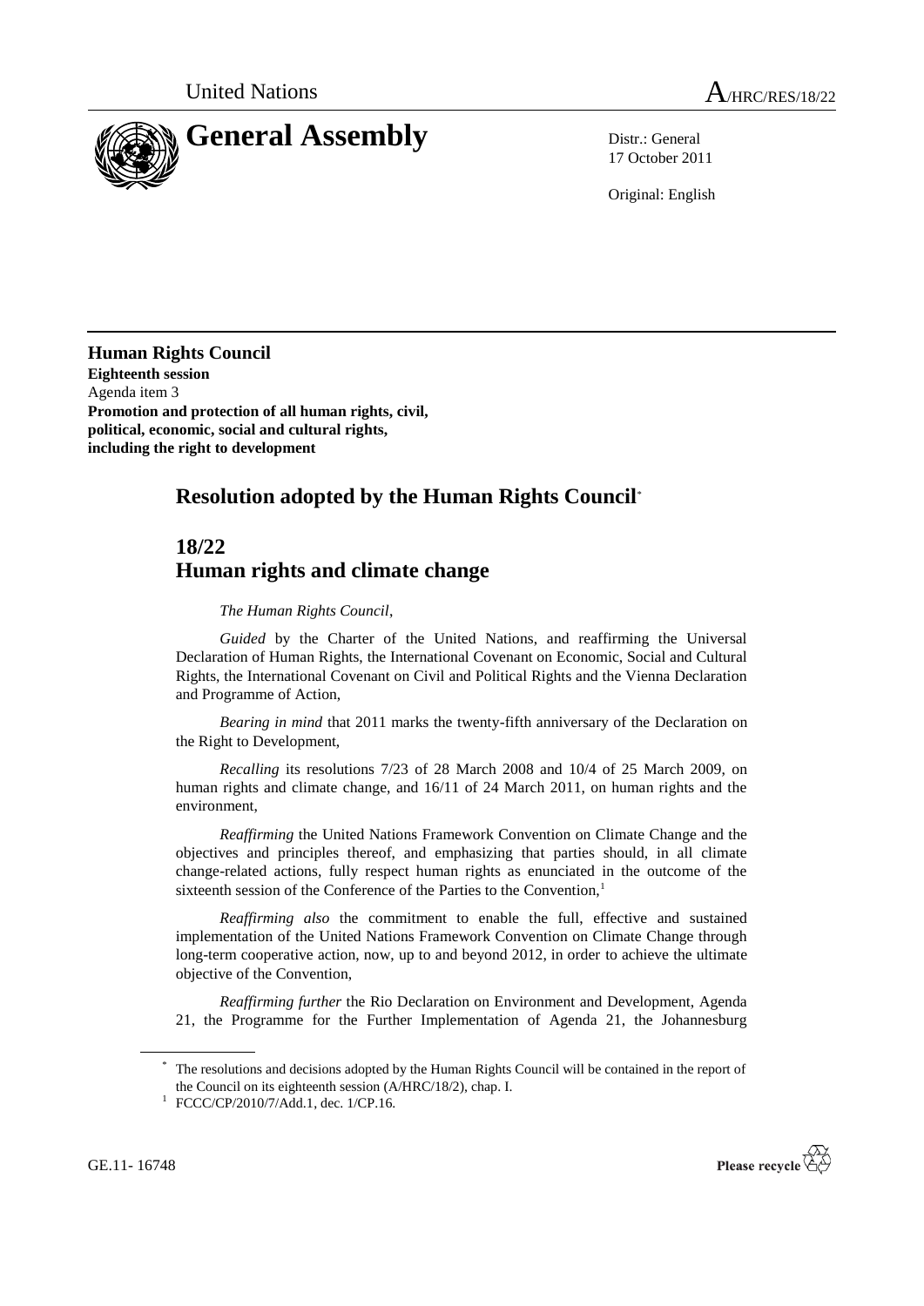United Nations

A/HRC/RES/18/22

# General Assembly

Distr.: General
17 October 2011

Original: English

**Human Rights Council**
**Eighteenth session**
Agenda item 3
**Promotion and protection of all human rights, civil, political, economic, social and cultural rights, including the right to development**

## Resolution adopted by the Human Rights Council*

## 18/22
## Human rights and climate change

*The Human Rights Council*,

*Guided* by the Charter of the United Nations, and reaffirming the Universal Declaration of Human Rights, the International Covenant on Economic, Social and Cultural Rights, the International Covenant on Civil and Political Rights and the Vienna Declaration and Programme of Action,

*Bearing in mind* that 2011 marks the twenty-fifth anniversary of the Declaration on the Right to Development,

*Recalling* its resolutions 7/23 of 28 March 2008 and 10/4 of 25 March 2009, on human rights and climate change, and 16/11 of 24 March 2011, on human rights and the environment,

*Reaffirming* the United Nations Framework Convention on Climate Change and the objectives and principles thereof, and emphasizing that parties should, in all climate change-related actions, fully respect human rights as enunciated in the outcome of the sixteenth session of the Conference of the Parties to the Convention,[1]

*Reaffirming also* the commitment to enable the full, effective and sustained implementation of the United Nations Framework Convention on Climate Change through long-term cooperative action, now, up to and beyond 2012, in order to achieve the ultimate objective of the Convention,

*Reaffirming further* the Rio Declaration on Environment and Development, Agenda 21, the Programme for the Further Implementation of Agenda 21, the Johannesburg

---

\* The resolutions and decisions adopted by the Human Rights Council will be contained in the report of the Council on its eighteenth session (A/HRC/18/2), chap. I.

[1] FCCC/CP/2010/7/Add.1, dec. 1/CP.16.

GE.11- 16748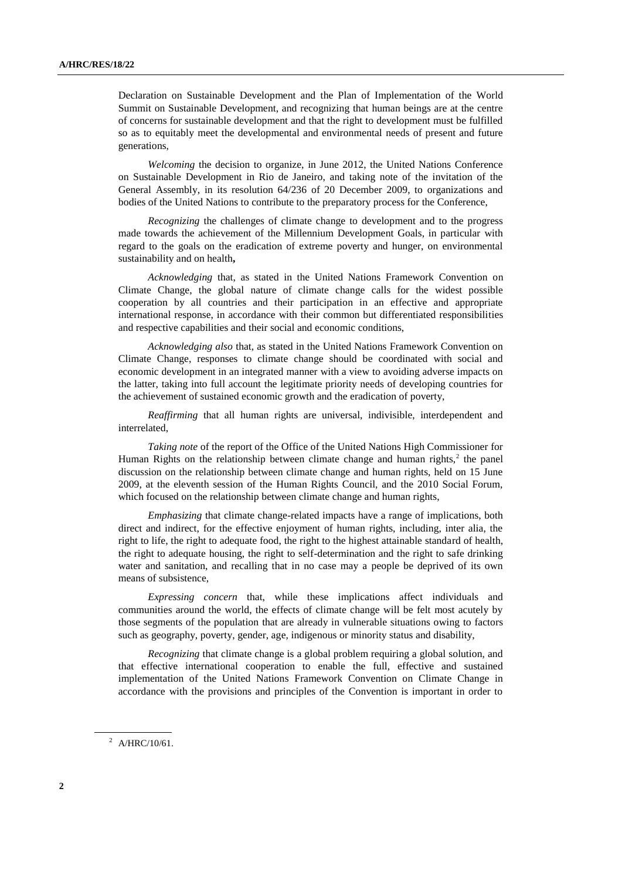Declaration on Sustainable Development and the Plan of Implementation of the World Summit on Sustainable Development, and recognizing that human beings are at the centre of concerns for sustainable development and that the right to development must be fulfilled so as to equitably meet the developmental and environmental needs of present and future generations,

*Welcoming* the decision to organize, in June 2012, the United Nations Conference on Sustainable Development in Rio de Janeiro, and taking note of the invitation of the General Assembly, in its resolution 64/236 of 20 December 2009, to organizations and bodies of the United Nations to contribute to the preparatory process for the Conference,

*Recognizing* the challenges of climate change to development and to the progress made towards the achievement of the Millennium Development Goals, in particular with regard to the goals on the eradication of extreme poverty and hunger, on environmental sustainability and on health**,**

*Acknowledging* that, as stated in the United Nations Framework Convention on Climate Change, the global nature of climate change calls for the widest possible cooperation by all countries and their participation in an effective and appropriate international response, in accordance with their common but differentiated responsibilities and respective capabilities and their social and economic conditions,

*Acknowledging also* that, as stated in the United Nations Framework Convention on Climate Change, responses to climate change should be coordinated with social and economic development in an integrated manner with a view to avoiding adverse impacts on the latter, taking into full account the legitimate priority needs of developing countries for the achievement of sustained economic growth and the eradication of poverty,

*Reaffirming* that all human rights are universal, indivisible, interdependent and interrelated,

*Taking note* of the report of the Office of the United Nations High Commissioner for Human Rights on the relationship between climate change and human rights,[2] the panel discussion on the relationship between climate change and human rights, held on 15 June 2009, at the eleventh session of the Human Rights Council, and the 2010 Social Forum, which focused on the relationship between climate change and human rights,

*Emphasizing* that climate change-related impacts have a range of implications, both direct and indirect, for the effective enjoyment of human rights, including, inter alia, the right to life, the right to adequate food, the right to the highest attainable standard of health, the right to adequate housing, the right to self-determination and the right to safe drinking water and sanitation, and recalling that in no case may a people be deprived of its own means of subsistence,

*Expressing concern* that, while these implications affect individuals and communities around the world, the effects of climate change will be felt most acutely by those segments of the population that are already in vulnerable situations owing to factors such as geography, poverty, gender, age, indigenous or minority status and disability,

*Recognizing* that climate change is a global problem requiring a global solution, and that effective international cooperation to enable the full, effective and sustained implementation of the United Nations Framework Convention on Climate Change in accordance with the provisions and principles of the Convention is important in order to

---

[2] A/HRC/10/61.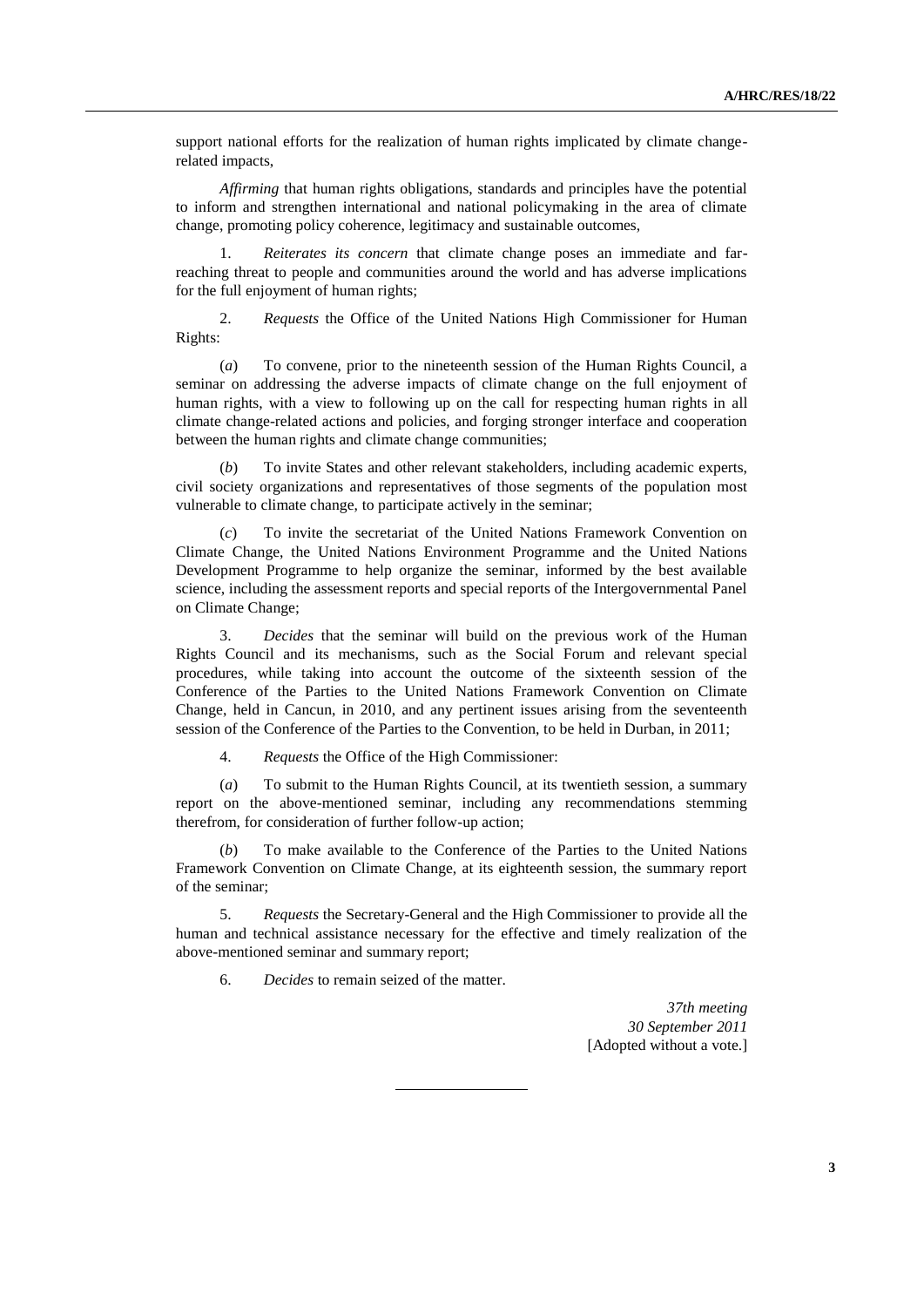support national efforts for the realization of human rights implicated by climate change-related impacts,

*Affirming* that human rights obligations, standards and principles have the potential to inform and strengthen international and national policymaking in the area of climate change, promoting policy coherence, legitimacy and sustainable outcomes,

1. *Reiterates its concern* that climate change poses an immediate and far-reaching threat to people and communities around the world and has adverse implications for the full enjoyment of human rights;

2. *Requests* the Office of the United Nations High Commissioner for Human Rights:

(*a*) To convene, prior to the nineteenth session of the Human Rights Council, a seminar on addressing the adverse impacts of climate change on the full enjoyment of human rights, with a view to following up on the call for respecting human rights in all climate change-related actions and policies, and forging stronger interface and cooperation between the human rights and climate change communities;

(*b*) To invite States and other relevant stakeholders, including academic experts, civil society organizations and representatives of those segments of the population most vulnerable to climate change, to participate actively in the seminar;

(*c*) To invite the secretariat of the United Nations Framework Convention on Climate Change, the United Nations Environment Programme and the United Nations Development Programme to help organize the seminar, informed by the best available science, including the assessment reports and special reports of the Intergovernmental Panel on Climate Change;

3. *Decides* that the seminar will build on the previous work of the Human Rights Council and its mechanisms, such as the Social Forum and relevant special procedures, while taking into account the outcome of the sixteenth session of the Conference of the Parties to the United Nations Framework Convention on Climate Change, held in Cancun, in 2010, and any pertinent issues arising from the seventeenth session of the Conference of the Parties to the Convention, to be held in Durban, in 2011;

4. *Requests* the Office of the High Commissioner:

(*a*) To submit to the Human Rights Council, at its twentieth session, a summary report on the above-mentioned seminar, including any recommendations stemming therefrom, for consideration of further follow-up action;

(*b*) To make available to the Conference of the Parties to the United Nations Framework Convention on Climate Change, at its eighteenth session, the summary report of the seminar;

5. *Requests* the Secretary-General and the High Commissioner to provide all the human and technical assistance necessary for the effective and timely realization of the above-mentioned seminar and summary report;

6. *Decides* to remain seized of the matter.

*37th meeting*
*30 September 2011*
[Adopted without a vote.]